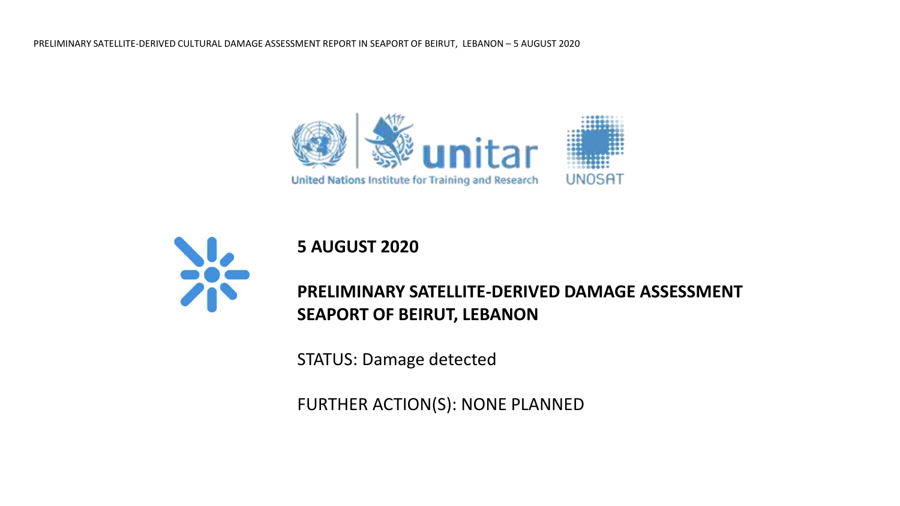# 5 AUGUST 2020

## PRELIMINARY SATELLITE-DERIVED DAMAGE ASSESSMENT SEAPORT OF BEIRUT, LEBANON

STATUS: Damage detected

FURTHER ACTION(S): NONE PLANNED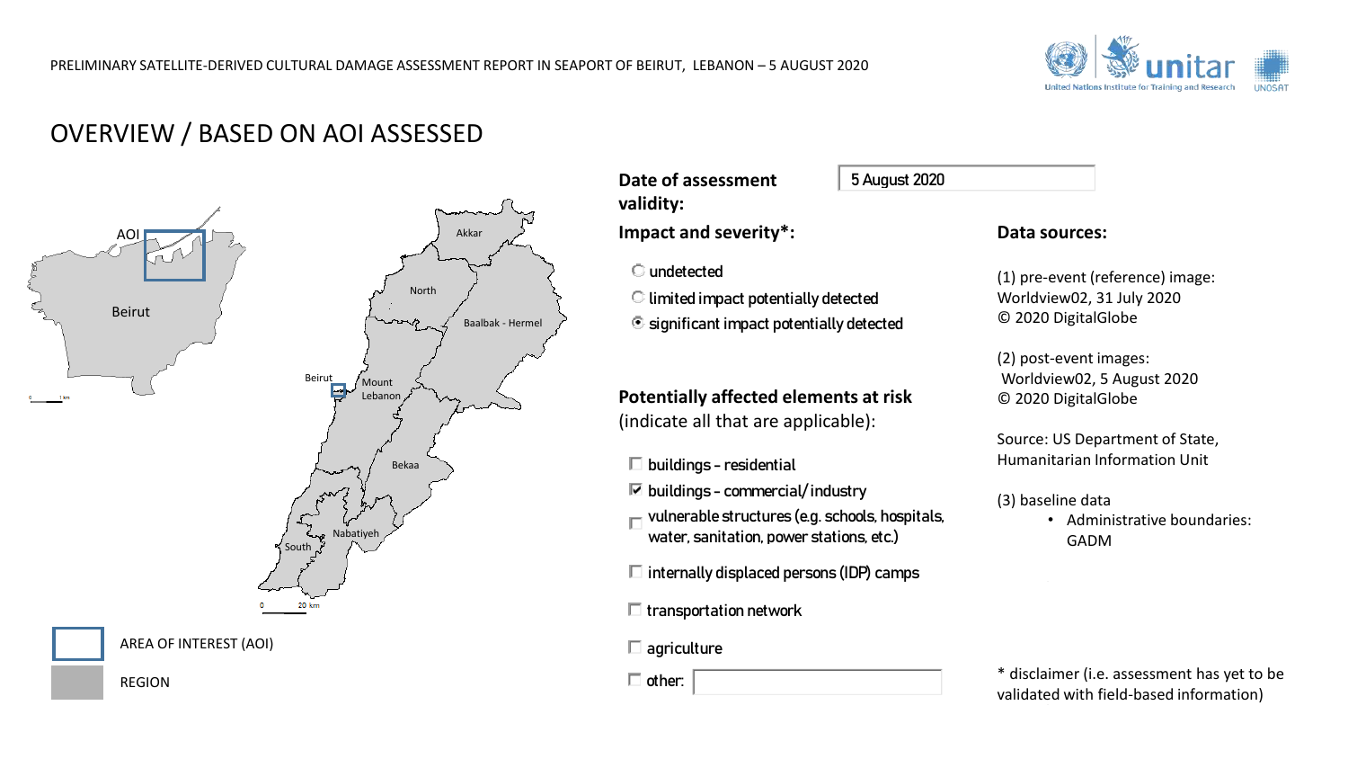## OVERVIEW / BASED ON AOI ASSESSED

AOI

Beirut

Akkar

North

Baalbak - Hermel

Beirut

Mount Lebanon

Bekaa

Nabatiyeh

South

AREA OF INTEREST (AOI)

REGION

**Date of assessment validity:** 5 August 2020

**Impact and severity*:**

- ○ undetected
- ○ limited impact potentially detected
- ◉ significant impact potentially detected

**Potentially affected elements at risk** (indicate all that are applicable):

- ☐ buildings – residential
- ☑ buildings – commercial/industry
- ☐ vulnerable structures (e.g. schools, hospitals, water, sanitation, power stations, etc.)
- ☐ internally displaced persons (IDP) camps
- ☐ transportation network
- ☐ agriculture
- ☐ other:

**Data sources:**

(1) pre-event (reference) image:
Worldview02, 31 July 2020
© 2020 DigitalGlobe

(2) post-event images:
Worldview02, 5 August 2020
© 2020 DigitalGlobe

Source: US Department of State, Humanitarian Information Unit

(3) baseline data
- Administrative boundaries: GADM

* disclaimer (i.e. assessment has yet to be validated with field-based information)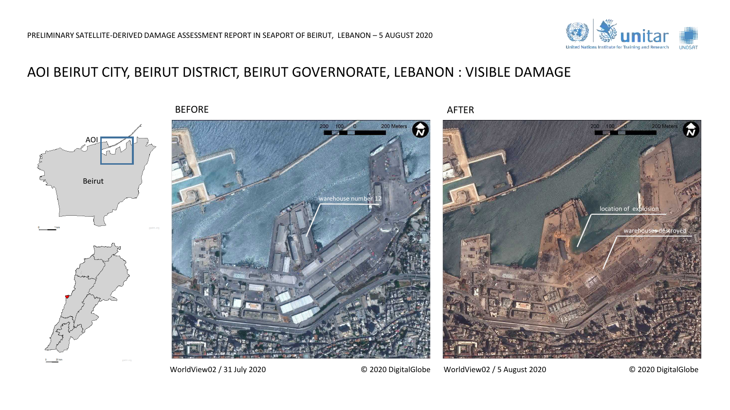# AOI BEIRUT CITY, BEIRUT DISTRICT, BEIRUT GOVERNORATE, LEBANON : VISIBLE DAMAGE

BEFORE

WorldView02 / 31 July 2020 © 2020 DigitalGlobe

AFTER

WorldView02 / 5 August 2020 © 2020 DigitalGlobe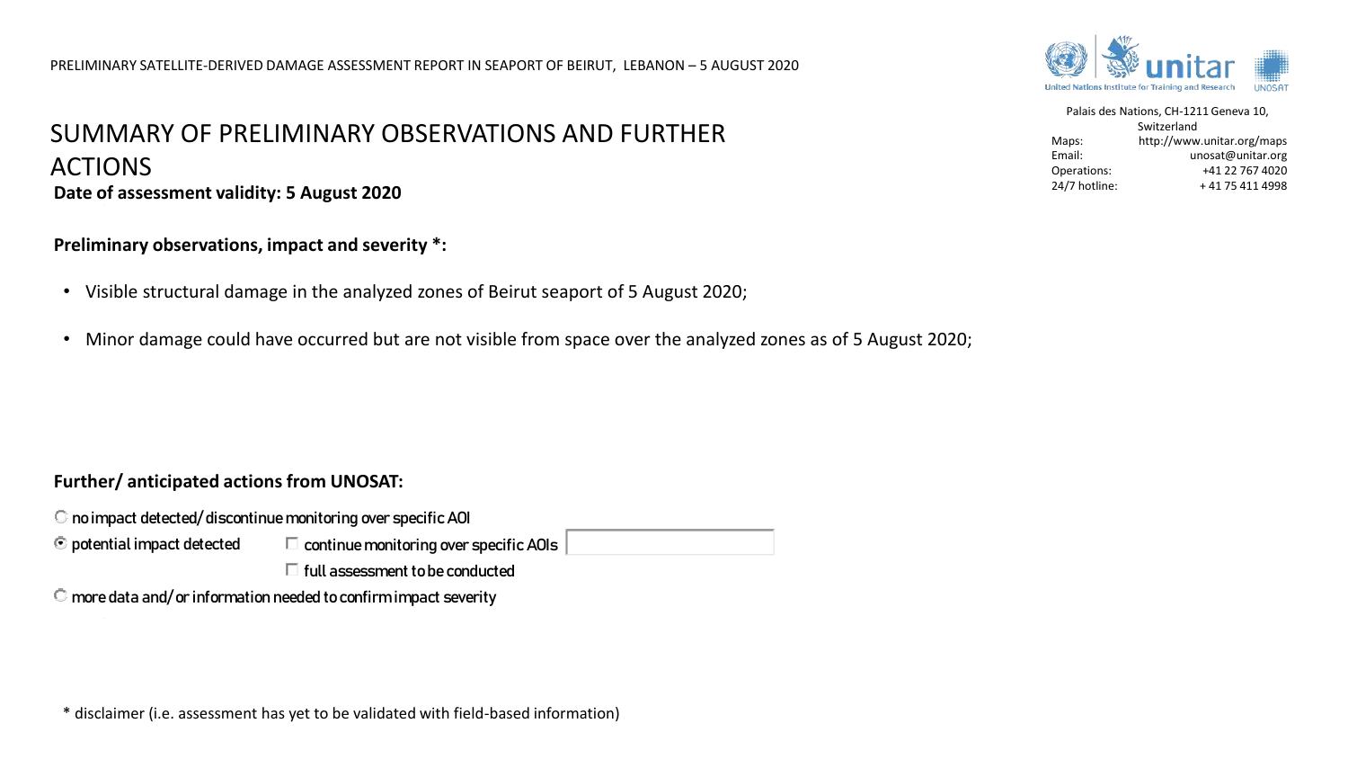# SUMMARY OF PRELIMINARY OBSERVATIONS AND FURTHER ACTIONS

**Date of assessment validity: 5 August 2020**

Palais des Nations, CH-1211 Geneva 10, Switzerland
Maps: http://www.unitar.org/maps
Email: unosat@unitar.org
Operations: +41 22 767 4020
24/7 hotline: + 41 75 411 4998

**Preliminary observations, impact and severity *:**

- Visible structural damage in the analyzed zones of Beirut seaport of 5 August 2020;
- Minor damage could have occurred but are not visible from space over the analyzed zones as of 5 August 2020;

**Further/ anticipated actions from UNOSAT:**

- ○ no impact detected/ discontinue monitoring over specific AOI
- ◉ potential impact detected
  - ☐ continue monitoring over specific AOIs
  - ☐ full assessment to be conducted
- ○ more data and/ or information needed to confirm impact severity

* disclaimer (i.e. assessment has yet to be validated with field-based information)